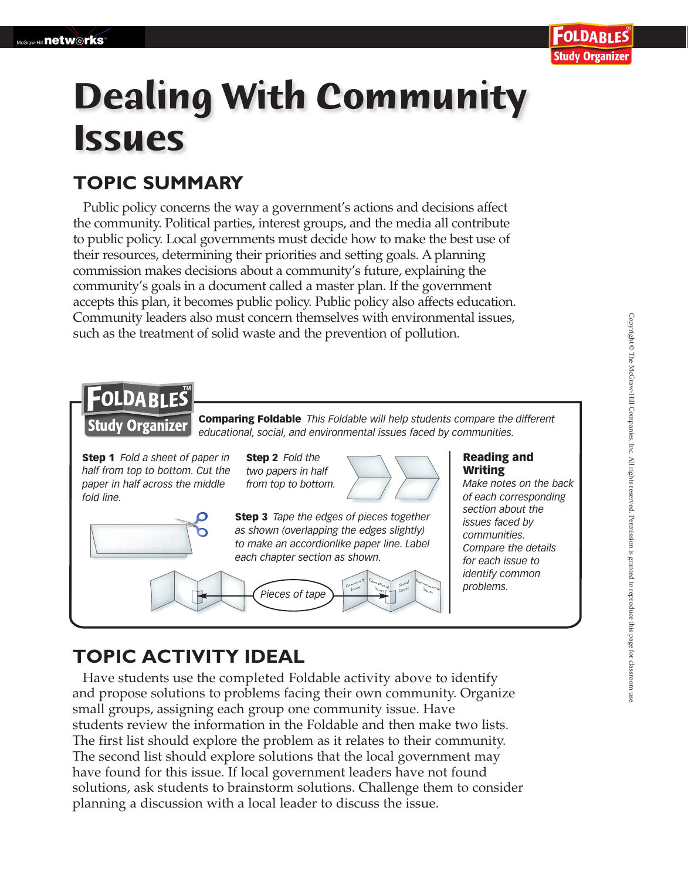# Dealing With Community Issues

## TOPIC SUMMARY

Public policy concerns the way a government's actions and decisions affect the community. Political parties, interest groups, and the media all contribute to public policy. Local governments must decide how to make the best use of their resources, determining their priorities and setting goals. A planning commission makes decisions about a community's future, explaining the community's goals in a document called a master plan. If the government accepts this plan, it becomes public policy. Public policy also affects education. Community leaders also must concern themselves with environmental issues, such as the treatment of solid waste and the prevention of pollution.

### FOLDABLES Study Organizer

**Comparing Foldable** *This Foldable will help students compare the different educational, social, and environmental issues faced by communities.*

**Step 1** *Fold a sheet of paper in half from top to bottom. Cut the paper in half across the middle fold line.*

**Step 2** *Fold the two papers in half from top to bottom.*

**Step 3** *Tape the edges of pieces together as shown (overlapping the edges slightly) to make an accordionlike paper line. Label each chapter section as shown.*

Pieces of tape

Community Issues | Educational Issues | Social Issues | Environmental Issues

**Reading and Writing**

*Make notes on the back of each corresponding section about the issues faced by communities. Compare the details for each issue to identify common problems.*

## TOPIC ACTIVITY IDEAL

Have students use the completed Foldable activity above to identify and propose solutions to problems facing their own community. Organize small groups, assigning each group one community issue. Have students review the information in the Foldable and then make two lists. The first list should explore the problem as it relates to their community. The second list should explore solutions that the local government may have found for this issue. If local government leaders have not found solutions, ask students to brainstorm solutions. Challenge them to consider planning a discussion with a local leader to discuss the issue.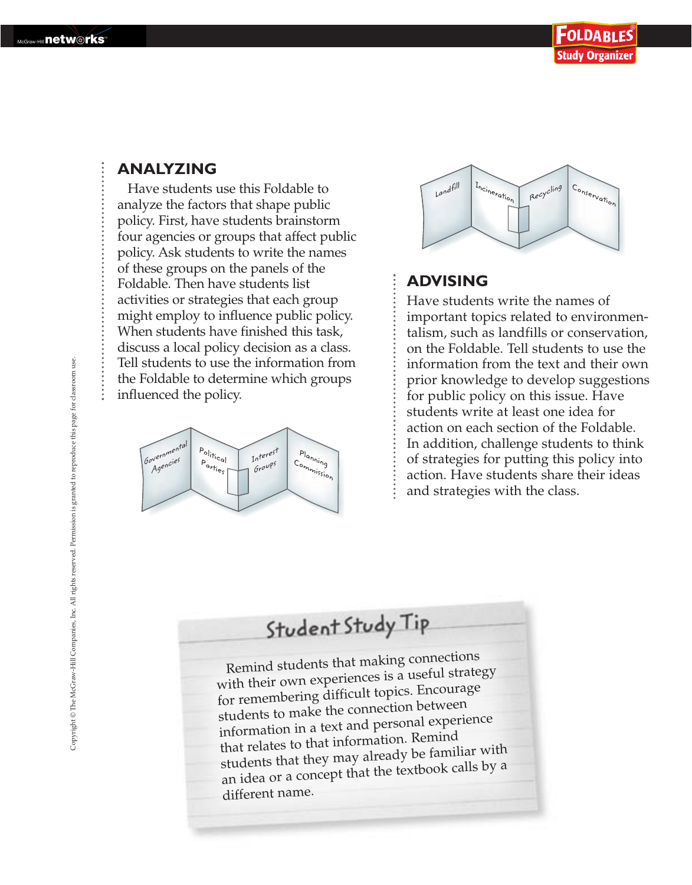## ANALYZING

Have students use this Foldable to analyze the factors that shape public policy. First, have students brainstorm four agencies or groups that affect public policy. Ask students to write the names of these groups on the panels of the Foldable. Then have students list activities or strategies that each group might employ to influence public policy. When students have finished this task, discuss a local policy decision as a class. Tell students to use the information from the Foldable to determine which groups influenced the policy.

Governmental Agencies

Political Parties

Interest Groups

Planning Commission

Landfill

Incineration

Recycling

Conservation

## ADVISING

Have students write the names of important topics related to environmentalism, such as landfills or conservation, on the Foldable. Tell students to use the information from the text and their own prior knowledge to develop suggestions for public policy on this issue. Have students write at least one idea for action on each section of the Foldable. In addition, challenge students to think of strategies for putting this policy into action. Have students share their ideas and strategies with the class.

### Student Study Tip

Remind students that making connections with their own experiences is a useful strategy for remembering difficult topics. Encourage students to make the connection between information in a text and personal experience that relates to that information. Remind students that they may already be familiar with an idea or a concept that the textbook calls by a different name.